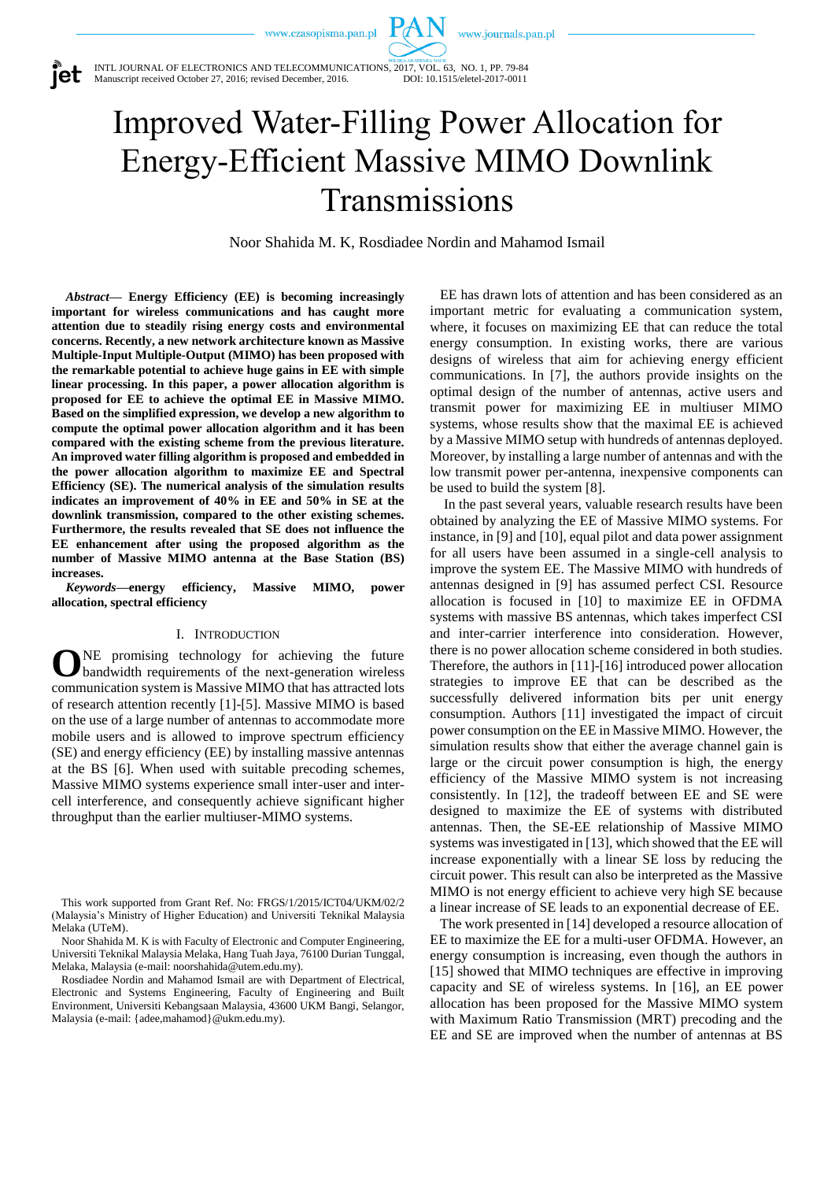# Improved Water-Filling Power Allocation for Energy-Efficient Massive MIMO Downlink Transmissions

Noor Shahida M. K, Rosdiadee Nordin and Mahamod Ismail

***Abstract*— Energy Efficiency (EE) is becoming increasingly important for wireless communications and has caught more attention due to steadily rising energy costs and environmental concerns. Recently, a new network architecture known as Massive Multiple-Input Multiple-Output (MIMO) has been proposed with the remarkable potential to achieve huge gains in EE with simple linear processing. In this paper, a power allocation algorithm is proposed for EE to achieve the optimal EE in Massive MIMO. Based on the simplified expression, we develop a new algorithm to compute the optimal power allocation algorithm and it has been compared with the existing scheme from the previous literature. An improved water filling algorithm is proposed and embedded in the power allocation algorithm to maximize EE and Spectral Efficiency (SE). The numerical analysis of the simulation results indicates an improvement of 40% in EE and 50% in SE at the downlink transmission, compared to the other existing schemes. Furthermore, the results revealed that SE does not influence the EE enhancement after using the proposed algorithm as the number of Massive MIMO antenna at the Base Station (BS) increases.**

***Keywords*—energy efficiency, Massive MIMO, power allocation, spectral efficiency**

## I. Introduction

ONE promising technology for achieving the future bandwidth requirements of the next-generation wireless communication system is Massive MIMO that has attracted lots of research attention recently [1]-[5]. Massive MIMO is based on the use of a large number of antennas to accommodate more mobile users and is allowed to improve spectrum efficiency (SE) and energy efficiency (EE) by installing massive antennas at the BS [6]. When used with suitable precoding schemes, Massive MIMO systems experience small inter-user and inter-cell interference, and consequently achieve significant higher throughput than the earlier multiuser-MIMO systems.

EE has drawn lots of attention and has been considered as an important metric for evaluating a communication system, where, it focuses on maximizing EE that can reduce the total energy consumption. In existing works, there are various designs of wireless that aim for achieving energy efficient communications. In [7], the authors provide insights on the optimal design of the number of antennas, active users and transmit power for maximizing EE in multiuser MIMO systems, whose results show that the maximal EE is achieved by a Massive MIMO setup with hundreds of antennas deployed. Moreover, by installing a large number of antennas and with the low transmit power per-antenna, inexpensive components can be used to build the system [8].

In the past several years, valuable research results have been obtained by analyzing the EE of Massive MIMO systems. For instance, in [9] and [10], equal pilot and data power assignment for all users have been assumed in a single-cell analysis to improve the system EE. The Massive MIMO with hundreds of antennas designed in [9] has assumed perfect CSI. Resource allocation is focused in [10] to maximize EE in OFDMA systems with massive BS antennas, which takes imperfect CSI and inter-carrier interference into consideration. However, there is no power allocation scheme considered in both studies. Therefore, the authors in [11]-[16] introduced power allocation strategies to improve EE that can be described as the successfully delivered information bits per unit energy consumption. Authors [11] investigated the impact of circuit power consumption on the EE in Massive MIMO. However, the simulation results show that either the average channel gain is large or the circuit power consumption is high, the energy efficiency of the Massive MIMO system is not increasing consistently. In [12], the tradeoff between EE and SE were designed to maximize the EE of systems with distributed antennas. Then, the SE-EE relationship of Massive MIMO systems was investigated in [13], which showed that the EE will increase exponentially with a linear SE loss by reducing the circuit power. This result can also be interpreted as the Massive MIMO is not energy efficient to achieve very high SE because a linear increase of SE leads to an exponential decrease of EE.

The work presented in [14] developed a resource allocation of EE to maximize the EE for a multi-user OFDMA. However, an energy consumption is increasing, even though the authors in [15] showed that MIMO techniques are effective in improving capacity and SE of wireless systems. In [16], an EE power allocation has been proposed for the Massive MIMO system with Maximum Ratio Transmission (MRT) precoding and the EE and SE are improved when the number of antennas at BS

---

This work supported from Grant Ref. No: FRGS/1/2015/ICT04/UKM/02/2 (Malaysia's Ministry of Higher Education) and Universiti Teknikal Malaysia Melaka (UTeM).

Noor Shahida M. K is with Faculty of Electronic and Computer Engineering, Universiti Teknikal Malaysia Melaka, Hang Tuah Jaya, 76100 Durian Tunggal, Melaka, Malaysia (e-mail: noorshahida@utem.edu.my).

Rosdiadee Nordin and Mahamod Ismail are with Department of Electrical, Electronic and Systems Engineering, Faculty of Engineering and Built Environment, Universiti Kebangsaan Malaysia, 43600 UKM Bangi, Selangor, Malaysia (e-mail: {adee,mahamod}@ukm.edu.my).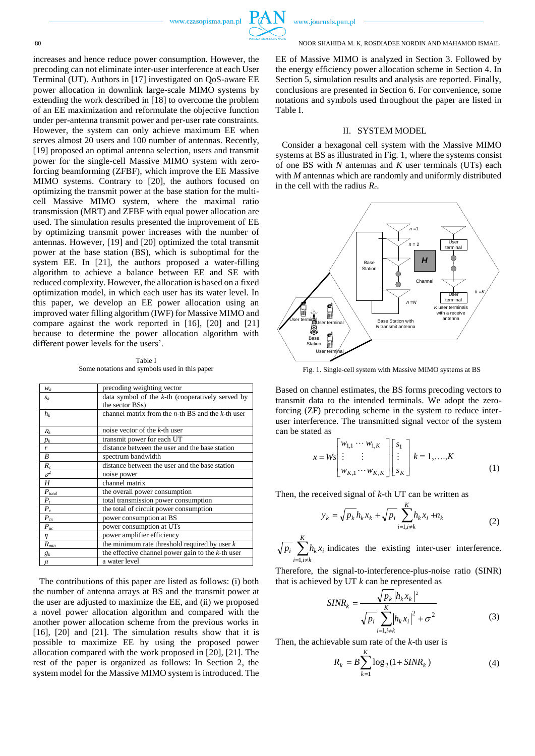increases and hence reduce power consumption. However, the precoding can not eliminate inter-user interference at each User Terminal (UT). Authors in [17] investigated on QoS-aware EE power allocation in downlink large-scale MIMO systems by extending the work described in [18] to overcome the problem of an EE maximization and reformulate the objective function under per-antenna transmit power and per-user rate constraints. However, the system can only achieve maximum EE when serves almost 20 users and 100 number of antennas. Recently, [19] proposed an optimal antenna selection, users and transmit power for the single-cell Massive MIMO system with zero-forcing beamforming (ZFBF), which improve the EE Massive MIMO systems. Contrary to [20], the authors focused on optimizing the transmit power at the base station for the multi-cell Massive MIMO system, where the maximal ratio transmission (MRT) and ZFBF with equal power allocation are used. The simulation results presented the improvement of EE by optimizing transmit power increases with the number of antennas. However, [19] and [20] optimized the total transmit power at the base station (BS), which is suboptimal for the system EE. In [21], the authors proposed a water-filling algorithm to achieve a balance between EE and SE with reduced complexity. However, the allocation is based on a fixed optimization model, in which each user has its water level. In this paper, we develop an EE power allocation using an improved water filling algorithm (IWF) for Massive MIMO and compare against the work reported in [16], [20] and [21] because to determine the power allocation algorithm with different power levels for the users'.

Table I
Some notations and symbols used in this paper

| | |
|---|---|
| $w_k$ | precoding weighting vector |
| $s_k$ | data symbol of the *k*-th (cooperatively served by the sector BSs) |
| $h_k$ | channel matrix from the *n*-th BS and the *k*-th user |
| $n_k$ | noise vector of the *k*-th user |
| $p_k$ | transmit power for each UT |
| $r$ | distance between the user and the base station |
| $B$ | spectrum bandwidth |
| $R_c$ | distance between the user and the base station |
| $\sigma^2$ | noise power |
| $H$ | channel matrix |
| $P_{total}$ | the overall power consumption |
| $P_t$ | total transmission power consumption |
| $P_c$ | the total of circuit power consumption |
| $P_{cx}$ | power consumption at BS |
| $P_{uc}$ | power consumption at UTs |
| $\eta$ | power amplifier efficiency |
| $R_{min}$ | the minimum rate threshold required by user *k* |
| $g_k$ | the effective channel power gain to the *k*-th user |
| $\mu$ | a water level |

The contributions of this paper are listed as follows: (i) both the number of antenna arrays at BS and the transmit power at the user are adjusted to maximize the EE, and (ii) we proposed a novel power allocation algorithm and compared with the another power allocation scheme from the previous works in [16], [20] and [21]. The simulation results show that it is possible to maximize EE by using the proposed power allocation compared with the work proposed in [20], [21]. The rest of the paper is organized as follows: In Section 2, the system model for the Massive MIMO system is introduced. The EE of Massive MIMO is analyzed in Section 3. Followed by the energy efficiency power allocation scheme in Section 4. In Section 5, simulation results and analysis are reported. Finally, conclusions are presented in Section 6. For convenience, some notations and symbols used throughout the paper are listed in Table I.

## II. SYSTEM MODEL

Consider a hexagonal cell system with the Massive MIMO systems at BS as illustrated in Fig. 1, where the systems consist of one BS with $N$ antennas and $K$ user terminals (UTs) each with $M$ antennas which are randomly and uniformly distributed in the cell with the radius $R_c$.

Fig. 1. Single-cell system with Massive MIMO systems at BS

Based on channel estimates, the BS forms precoding vectors to transmit data to the intended terminals. We adopt the zero-forcing (ZF) precoding scheme in the system to reduce inter-user interference. The transmitted signal vector of the system can be stated as

$$x = Ws\begin{bmatrix} w_{1,1} \cdots w_{1,K} \\ \vdots \quad\quad \vdots \\ w_{K,1} \cdots w_{K,K} \end{bmatrix}\begin{bmatrix} s_1 \\ \vdots \\ s_K \end{bmatrix} \quad k = 1,\ldots,K \tag{1}$$

Then, the received signal of $k$-th UT can be written as

$$y_k = \sqrt{p_k}\, h_k x_k + \sqrt{p_i} \sum_{i=1, i\neq k}^{K} h_k x_i + n_k \tag{2}$$

$\sqrt{p_i} \sum_{i=1, i\neq k}^{K} h_k x_i$ indicates the existing inter-user interference.

Therefore, the signal-to-interference-plus-noise ratio (SINR) that is achieved by UT $k$ can be represented as

$$SINR_k = \frac{\sqrt{p_k}\left|h_k x_k\right|^2}{\sqrt{p_i} \sum_{i=1, i\neq k}^{K} \left|h_k x_i\right|^2 + \sigma^2} \tag{3}$$

Then, the achievable sum rate of the $k$-th user is

$$R_k = B \sum_{k=1}^{K} \log_2(1 + SINR_k) \tag{4}$$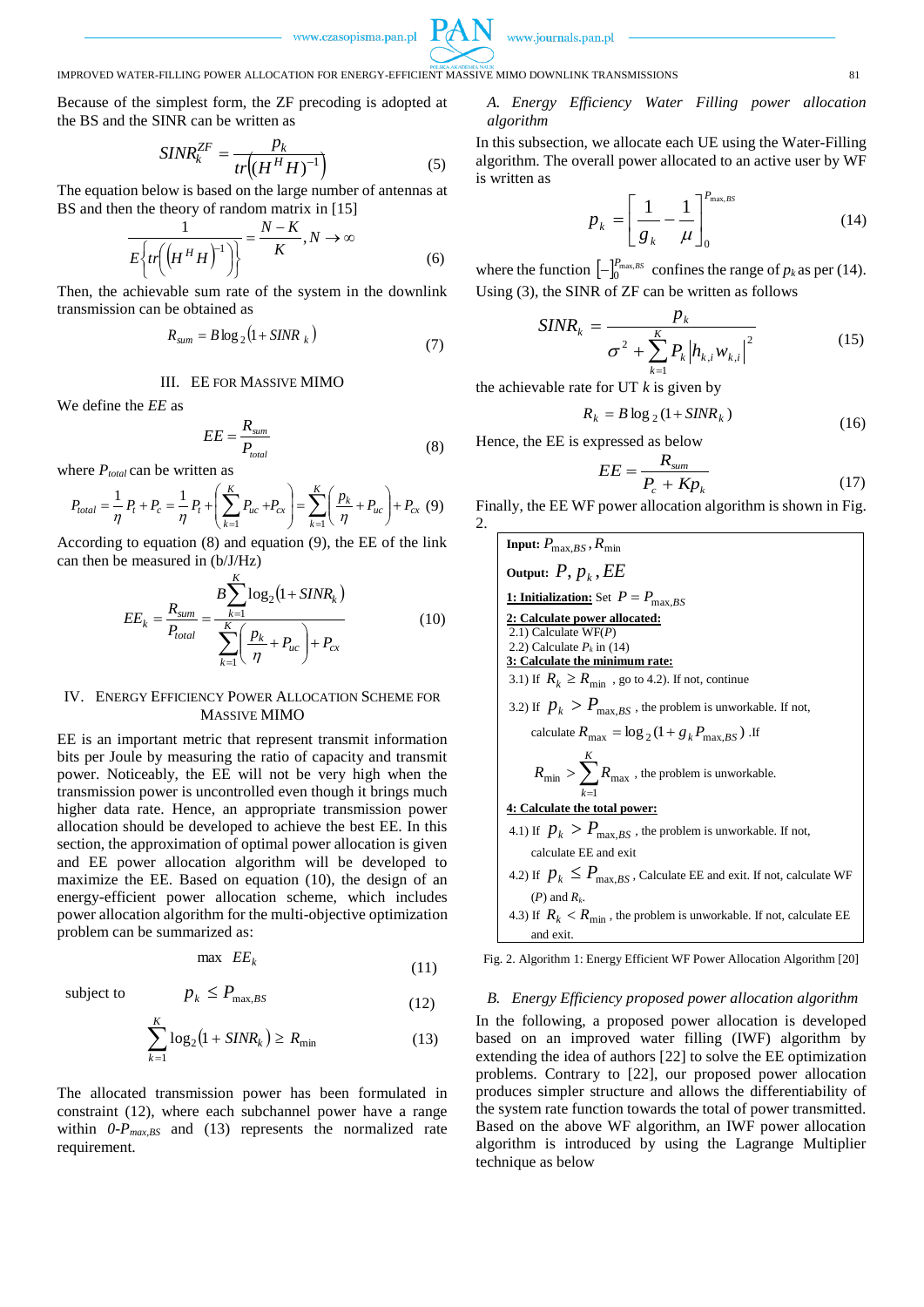Because of the simplest form, the ZF precoding is adopted at the BS and the SINR can be written as

$$SINR_k^{ZF} = \frac{p_k}{tr\left((H^H H)^{-1}\right)} \tag{5}$$

The equation below is based on the large number of antennas at BS and then the theory of random matrix in [15]

$$\frac{1}{E\left\{tr\left(\left(H^H H\right)^{-1}\right)\right\}} = \frac{N-K}{K}, N \to \infty \tag{6}$$

Then, the achievable sum rate of the system in the downlink transmission can be obtained as

$$R_{sum} = B \log_2\left(1 + SINR_k\right) \tag{7}$$

## III. EE for Massive MIMO

We define the *EE* as

$$EE = \frac{R_{sum}}{P_{total}} \tag{8}$$

where $P_{total}$ can be written as

$$P_{total} = \frac{1}{\eta} P_t + P_c = \frac{1}{\eta} P_t + \left( \sum_{k=1}^{K} P_{uc} + P_{cx} \right) = \sum_{k=1}^{K} \left( \frac{p_k}{\eta} + P_{uc} \right) + P_{cx} \tag{9}$$

According to equation (8) and equation (9), the EE of the link can then be measured in (b/J/Hz)

$$EE_k = \frac{R_{sum}}{P_{total}} = \frac{B \sum_{k=1}^{K} \log_2\left(1 + SINR_k\right)}{\sum_{k=1}^{K} \left( \frac{p_k}{\eta} + P_{uc} \right) + P_{cx}} \tag{10}$$

## IV. Energy Efficiency Power Allocation Scheme for Massive MIMO

EE is an important metric that represent transmit information bits per Joule by measuring the ratio of capacity and transmit power. Noticeably, the EE will not be very high when the transmission power is uncontrolled even though it brings much higher data rate. Hence, an appropriate transmission power allocation should be developed to achieve the best EE. In this section, the approximation of optimal power allocation is given and EE power allocation algorithm will be developed to maximize the EE. Based on equation (10), the design of an energy-efficient power allocation scheme, which includes power allocation algorithm for the multi-objective optimization problem can be summarized as:

$$\max \; EE_k \tag{11}$$

subject to

$$p_k \le P_{\max,BS} \tag{12}$$

$$\sum_{k=1}^{K} \log_2\left(1 + SINR_k\right) \ge R_{\min} \tag{13}$$

The allocated transmission power has been formulated in constraint (12), where each subchannel power have a range within $0$-$P_{max,BS}$ and (13) represents the normalized rate requirement.

### A. Energy Efficiency Water Filling power allocation algorithm

In this subsection, we allocate each UE using the Water-Filling algorithm. The overall power allocated to an active user by WF is written as

$$p_k = \left[ \frac{1}{g_k} - \frac{1}{\mu} \right]_0^{P_{\max,BS}} \tag{14}$$

where the function $\left[-\right]_0^{P_{\max,BS}}$ confines the range of $p_k$ as per (14). Using (3), the SINR of ZF can be written as follows

$$SINR_k = \frac{p_k}{\sigma^2 + \sum_{k=1}^{K} P_k \left| h_{k,i} w_{k,i} \right|^2} \tag{15}$$

the achievable rate for UT $k$ is given by

$$R_k = B \log_2\left(1 + SINR_k\right) \tag{16}$$

Hence, the EE is expressed as below

$$EE = \frac{R_{sum}}{P_c + K p_k} \tag{17}$$

Finally, the EE WF power allocation algorithm is shown in Fig. 2.

**Input:** $P_{\max,BS}, R_{\min}$

**Output:** $P, p_k, EE$

**1: Initialization:** Set $P = P_{\max,BS}$

**2: Calculate power allocated:**
2.1) Calculate WF($P$)
2.2) Calculate $P_k$ in (14)

**3: Calculate the minimum rate:**
3.1) If $R_k \ge R_{\min}$, go to 4.2). If not, continue
3.2) If $p_k > P_{\max,BS}$, the problem is unworkable. If not, calculate $R_{\max} = \log_2(1 + g_k P_{\max,BS})$ .If $R_{\min} > \sum_{k=1}^{K} R_{\max}$, the problem is unworkable.

**4: Calculate the total power:**
4.1) If $p_k > P_{\max,BS}$, the problem is unworkable. If not, calculate EE and exit
4.2) If $p_k \le P_{\max,BS}$, Calculate EE and exit. If not, calculate WF ($P$) and $R_k$.
4.3) If $R_k < R_{\min}$, the problem is unworkable. If not, calculate EE and exit.

Fig. 2. Algorithm 1: Energy Efficient WF Power Allocation Algorithm [20]

### B. Energy Efficiency proposed power allocation algorithm

In the following, a proposed power allocation is developed based on an improved water filling (IWF) algorithm by extending the idea of authors [22] to solve the EE optimization problems. Contrary to [22], our proposed power allocation produces simpler structure and allows the differentiability of the system rate function towards the total of power transmitted. Based on the above WF algorithm, an IWF power allocation algorithm is introduced by using the Lagrange Multiplier technique as below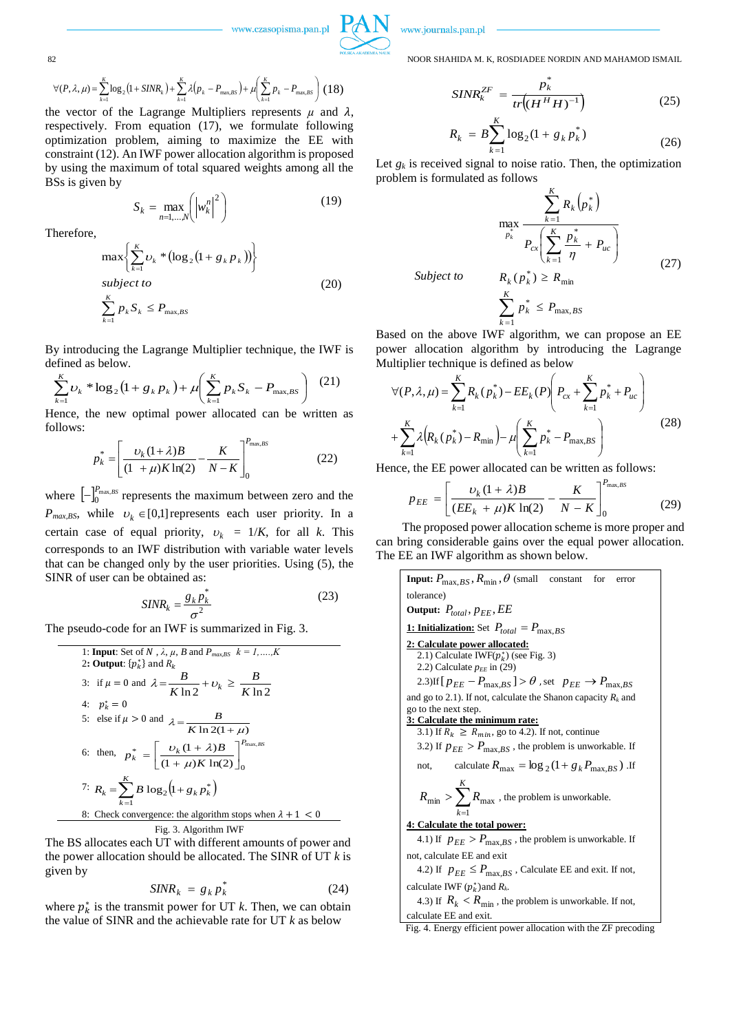$$\forall(P,\lambda,\mu)=\sum_{k=1}^{K}\log_2\left(1+SINR_k\right)+\sum_{k=1}^{K}\lambda\left(p_k-P_{\max,BS}\right)+\mu\left(\sum_{k=1}^{K}p_k-P_{\max,BS}\right) \quad (18)$$

the vector of the Lagrange Multipliers represents $\mu$ and $\lambda$, respectively. From equation (17), we formulate following optimization problem, aiming to maximize the EE with constraint (12). An IWF power allocation algorithm is proposed by using the maximum of total squared weights among all the BSs is given by

$$S_k = \max_{n=1,\ldots,N}\left(\left|w_k^n\right|^2\right) \quad (19)$$

Therefore,

$$\max\left\{\sum_{k=1}^{K}\upsilon_k *\left(\log_2\left(1+g_k\,p_k\right)\right)\right\}$$
$$subject\ to \quad (20)$$
$$\sum_{k=1}^{K}p_k S_k \le P_{\max,BS}$$

By introducing the Lagrange Multiplier technique, the IWF is defined as below.

$$\sum_{k=1}^{K}\upsilon_k *\log_2\left(1+g_k\,p_k\right)+\mu\left(\sum_{k=1}^{K}p_k S_k - P_{\max,BS}\right) \quad (21)$$

Hence, the new optimal power allocated can be written as follows:

$$p_k^* = \left[\frac{\upsilon_k(1+\lambda)B}{(1\ +\mu)K\ln(2)}-\frac{K}{N-K}\right]_0^{P_{\max,BS}} \quad (22)$$

where $[-]_0^{P_{\max,BS}}$ represents the maximum between zero and the $P_{max,BS}$, while $\upsilon_k \in [0,1]$ represents each user priority. In a certain case of equal priority, $\upsilon_k = 1/K$, for all $k$. This corresponds to an IWF distribution with variable water levels that can be changed only by the user priorities. Using (5), the SINR of user can be obtained as:

$$SINR_k = \frac{g_k\,p_k^*}{\sigma^2} \quad (23)$$

The pseudo-code for an IWF is summarized in Fig. 3.

1: **Input**: Set of $N$, $\lambda$, $\mu$, $B$ and $P_{max,BS}$ $k = 1,\ldots,K$
2: **Output**: $\{p_k^*\}$ and $R_k$
3: if $\mu = 0$ and $\lambda = \dfrac{B}{K\ln 2}+\upsilon_k \ge \dfrac{B}{K\ln 2}$
4: $p_k^* = 0$
5: else if $\mu > 0$ and $\lambda = \dfrac{B}{K\ln 2(1+\mu)}$
6: then, $p_k^* = \left[\dfrac{\upsilon_k(1+\lambda)B}{(1+\mu)K\ln(2)}\right]_0^{P_{\max,BS}}$
7: $R_k = \sum_{k=1}^{K}B\log_2\left(1+g_k\,p_k^*\right)$
8: Check convergence: the algorithm stops when $\lambda+1 < 0$

Fig. 3. Algorithm IWF

The BS allocates each UT with different amounts of power and the power allocation should be allocated. The SINR of UT $k$ is given by

$$SINR_k = g_k\,p_k^* \quad (24)$$

where $p_k^*$ is the transmit power for UT $k$. Then, we can obtain the value of SINR and the achievable rate for UT $k$ as below

$$SINR_k^{ZF} = \frac{p_k^*}{tr\left((H^H H)^{-1}\right)} \quad (25)$$

$$R_k = B\sum_{k=1}^{K}\log_2(1+g_k\,p_k^*) \quad (26)$$

Let $g_k$ is received signal to noise ratio. Then, the optimization problem is formulated as follows

$$\max_{p_k^*}\frac{\sum_{k=1}^{K}R_k\left(p_k^*\right)}{P_{cx}\left(\sum_{k=1}^{K}\frac{p_k^*}{\eta}+P_{uc}\right)}$$
$$Subject\ to \quad R_k(p_k^*) \ge R_{\min} \quad (27)$$
$$\sum_{k=1}^{K}p_k^* \le P_{\max,BS}$$

Based on the above IWF algorithm, we can propose an EE power allocation algorithm by introducing the Lagrange Multiplier technique is defined as below

$$\forall(P,\lambda,\mu)=\sum_{k=1}^{K}R_k(p_k^*)-EE_k(P)\left(P_{cx}+\sum_{k=1}^{K}p_k^*+P_{uc}\right)$$
$$+\sum_{k=1}^{K}\lambda\left(R_k(p_k^*)-R_{\min}\right)-\mu\left(\sum_{k=1}^{K}p_k^*-P_{\max,BS}\right) \quad (28)$$

Hence, the EE power allocated can be written as follows:

$$p_{EE} = \left[\frac{\upsilon_k(1+\lambda)B}{(EE_k\ +\mu)K\ln(2)}-\frac{K}{N\ -\ K}\right]_0^{P_{\max,BS}} \quad (29)$$

The proposed power allocation scheme is more proper and can bring considerable gains over the equal power allocation. The EE an IWF algorithm as shown below.

**Input:** $P_{\max,BS}$, $R_{\min}$, $\theta$ (small constant for error tolerance)
**Output:** $P_{total}$, $p_{EE}$, $EE$

**1: Initialization:** Set $P_{total} = P_{\max,BS}$

**2: Calculate power allocated:**
2.1) Calculate IWF($p_k^*$) (see Fig. 3)
2.2) Calculate $p_{EE}$ in (29)
2.3)If $[\,p_{EE} - P_{\max,BS}\,] > \theta$, set $p_{EE} \to P_{\max,BS}$ and go to 2.1). If not, calculate the Shannon capacity $R_k$ and go to the next step.

**3: Calculate the minimum rate:**
3.1) If $R_k \ge R_{min}$, go to 4.2). If not, continue
3.2) If $p_{EE} > P_{\max,BS}$, the problem is unworkable. If not, calculate $R_{\max} = \log_2(1+g_k\,P_{\max,BS})$ .If $R_{\min} > \sum_{k=1}^{K}R_{\max}$, the problem is unworkable.

**4: Calculate the total power:**
4.1) If $p_{EE} > P_{\max,BS}$, the problem is unworkable. If not, calculate EE and exit
4.2) If $p_{EE} \le P_{\max,BS}$, Calculate EE and exit. If not, calculate IWF ($p_k^*$)and $R_k$.
4.3) If $R_k < R_{\min}$, the problem is unworkable. If not, calculate EE and exit.

Fig. 4. Energy efficient power allocation with the ZF precoding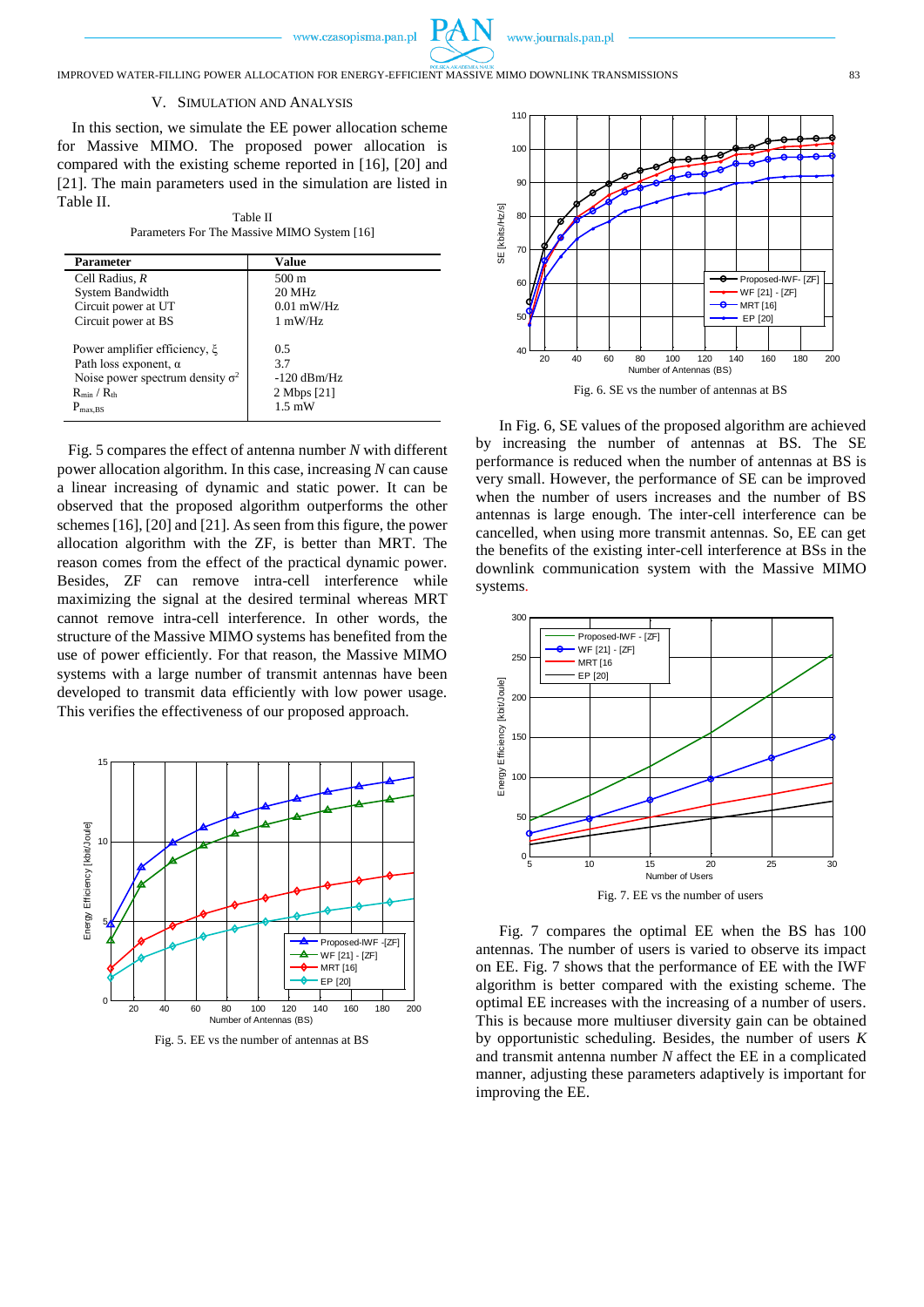## V. Simulation and Analysis

In this section, we simulate the EE power allocation scheme for Massive MIMO. The proposed power allocation is compared with the existing scheme reported in [16], [20] and [21]. The main parameters used in the simulation are listed in Table II.

Table II
Parameters For The Massive MIMO System [16]

| Parameter | Value |
|---|---|
| Cell Radius, $R$ | 500 m |
| System Bandwidth | 20 MHz |
| Circuit power at UT | 0.01 mW/Hz |
| Circuit power at BS | 1 mW/Hz |
| Power amplifier efficiency, $\xi$ | 0.5 |
| Path loss exponent, $\alpha$ | 3.7 |
| Noise power spectrum density $\sigma^2$ | -120 dBm/Hz |
| $R_{min}$ / $R_{th}$ | 2 Mbps [21] |
| $P_{max,BS}$ | 1.5 mW |

Fig. 5 compares the effect of antenna number *N* with different power allocation algorithm. In this case, increasing *N* can cause a linear increasing of dynamic and static power. It can be observed that the proposed algorithm outperforms the other schemes [16], [20] and [21]. As seen from this figure, the power allocation algorithm with the ZF, is better than MRT. The reason comes from the effect of the practical dynamic power. Besides, ZF can remove intra-cell interference while maximizing the signal at the desired terminal whereas MRT cannot remove intra-cell interference. In other words, the structure of the Massive MIMO systems has benefited from the use of power efficiently. For that reason, the Massive MIMO systems with a large number of transmit antennas have been developed to transmit data efficiently with low power usage. This verifies the effectiveness of our proposed approach.

Fig. 5. EE vs the number of antennas at BS

Fig. 6. SE vs the number of antennas at BS

In Fig. 6, SE values of the proposed algorithm are achieved by increasing the number of antennas at BS. The SE performance is reduced when the number of antennas at BS is very small. However, the performance of SE can be improved when the number of users increases and the number of BS antennas is large enough. The inter-cell interference can be cancelled, when using more transmit antennas. So, EE can get the benefits of the existing inter-cell interference at BSs in the downlink communication system with the Massive MIMO systems.

Fig. 7. EE vs the number of users

Fig. 7 compares the optimal EE when the BS has 100 antennas. The number of users is varied to observe its impact on EE. Fig. 7 shows that the performance of EE with the IWF algorithm is better compared with the existing scheme. The optimal EE increases with the increasing of a number of users. This is because more multiuser diversity gain can be obtained by opportunistic scheduling. Besides, the number of users *K* and transmit antenna number *N* affect the EE in a complicated manner, adjusting these parameters adaptively is important for improving the EE.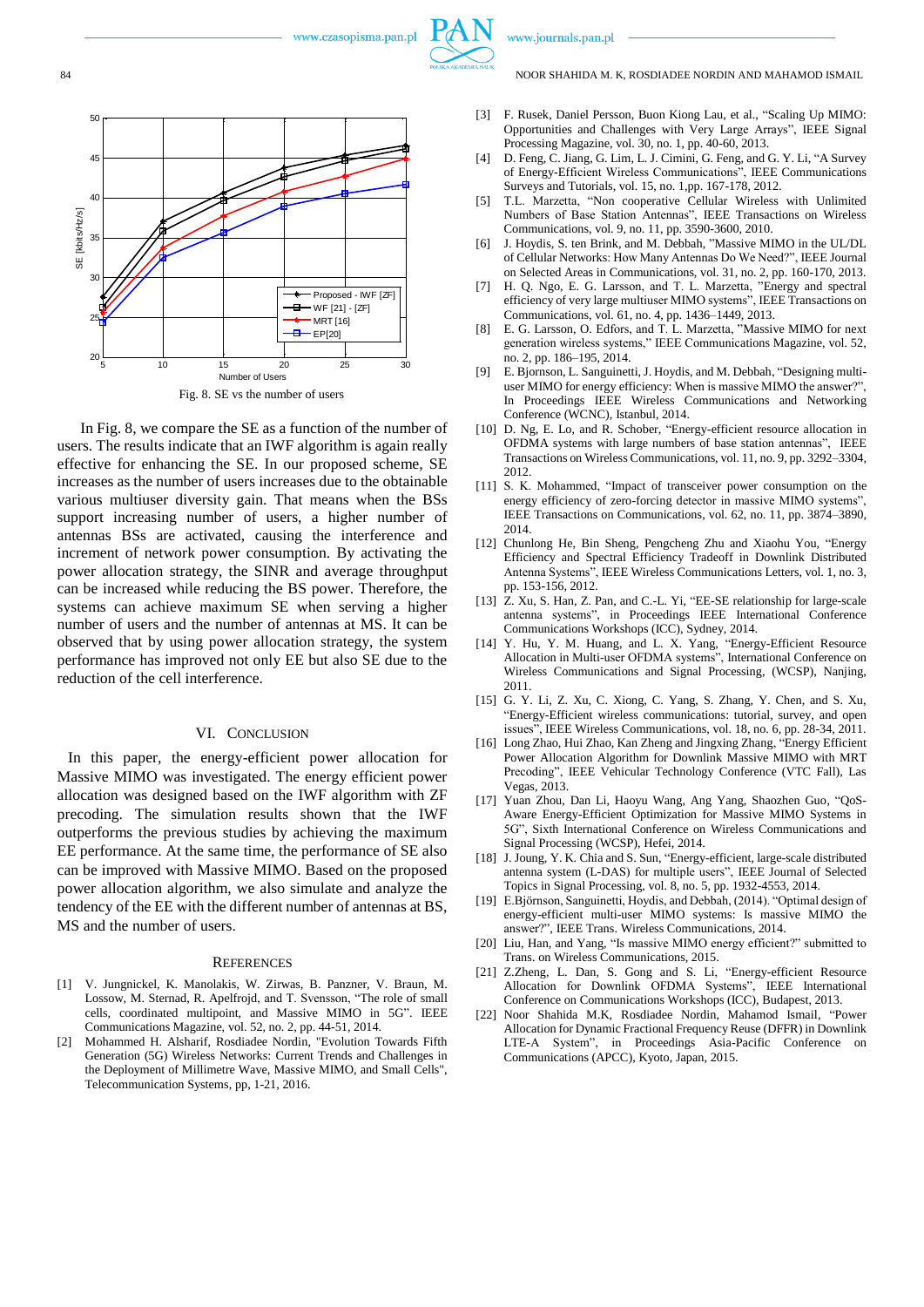50
45
40
35
30
25
20
5 10 15 20 25 30
SE [kbits/Hz/s]
Number of Users
Proposed - IWF [ZF]
WF [21] - [ZF]
MRT [16]
EP[20]

Fig. 8. SE vs the number of users

In Fig. 8, we compare the SE as a function of the number of users. The results indicate that an IWF algorithm is again really effective for enhancing the SE. In our proposed scheme, SE increases as the number of users increases due to the obtainable various multiuser diversity gain. That means when the BSs support increasing number of users, a higher number of antennas BSs are activated, causing the interference and increment of network power consumption. By activating the power allocation strategy, the SINR and average throughput can be increased while reducing the BS power. Therefore, the systems can achieve maximum SE when serving a higher number of users and the number of antennas at MS. It can be observed that by using power allocation strategy, the system performance has improved not only EE but also SE due to the reduction of the cell interference.

## VI. Conclusion

In this paper, the energy-efficient power allocation for Massive MIMO was investigated. The energy efficient power allocation was designed based on the IWF algorithm with ZF precoding. The simulation results shown that the IWF outperforms the previous studies by achieving the maximum EE performance. At the same time, the performance of SE also can be improved with Massive MIMO. Based on the proposed power allocation algorithm, we also simulate and analyze the tendency of the EE with the different number of antennas at BS, MS and the number of users.

## References

[1] V. Jungnickel, K. Manolakis, W. Zirwas, B. Panzner, V. Braun, M. Lossow, M. Sternad, R. Apelfrojd, and T. Svensson, "The role of small cells, coordinated multipoint, and Massive MIMO in 5G". IEEE Communications Magazine, vol. 52, no. 2, pp. 44-51, 2014.

[2] Mohammed H. Alsharif, Rosdiadee Nordin, "Evolution Towards Fifth Generation (5G) Wireless Networks: Current Trends and Challenges in the Deployment of Millimetre Wave, Massive MIMO, and Small Cells", Telecommunication Systems, pp, 1-21, 2016.

[3] F. Rusek, Daniel Persson, Buon Kiong Lau, et al., "Scaling Up MIMO: Opportunities and Challenges with Very Large Arrays", IEEE Signal Processing Magazine, vol. 30, no. 1, pp. 40-60, 2013.

[4] D. Feng, C. Jiang, G. Lim, L. J. Cimini, G. Feng, and G. Y. Li, "A Survey of Energy-Efficient Wireless Communications", IEEE Communications Surveys and Tutorials, vol. 15, no. 1,pp. 167-178, 2012.

[5] T.L. Marzetta, "Non cooperative Cellular Wireless with Unlimited Numbers of Base Station Antennas", IEEE Transactions on Wireless Communications, vol. 9, no. 11, pp. 3590-3600, 2010.

[6] J. Hoydis, S. ten Brink, and M. Debbah, "Massive MIMO in the UL/DL of Cellular Networks: How Many Antennas Do We Need?", IEEE Journal on Selected Areas in Communications, vol. 31, no. 2, pp. 160-170, 2013.

[7] H. Q. Ngo, E. G. Larsson, and T. L. Marzetta, "Energy and spectral efficiency of very large multiuser MIMO systems", IEEE Transactions on Communications, vol. 61, no. 4, pp. 1436–1449, 2013.

[8] E. G. Larsson, O. Edfors, and T. L. Marzetta, "Massive MIMO for next generation wireless systems," IEEE Communications Magazine, vol. 52, no. 2, pp. 186–195, 2014.

[9] E. Bjornson, L. Sanguinetti, J. Hoydis, and M. Debbah, "Designing multi-user MIMO for energy efficiency: When is massive MIMO the answer?", In Proceedings IEEE Wireless Communications and Networking Conference (WCNC), Istanbul, 2014.

[10] D. Ng, E. Lo, and R. Schober, "Energy-efficient resource allocation in OFDMA systems with large numbers of base station antennas", IEEE Transactions on Wireless Communications, vol. 11, no. 9, pp. 3292–3304, 2012.

[11] S. K. Mohammed, "Impact of transceiver power consumption on the energy efficiency of zero-forcing detector in massive MIMO systems", IEEE Transactions on Communications, vol. 62, no. 11, pp. 3874–3890, 2014.

[12] Chunlong He, Bin Sheng, Pengcheng Zhu and Xiaohu You, "Energy Efficiency and Spectral Efficiency Tradeoff in Downlink Distributed Antenna Systems", IEEE Wireless Communications Letters, vol. 1, no. 3, pp. 153-156, 2012.

[13] Z. Xu, S. Han, Z. Pan, and C.-L. Yi, "EE-SE relationship for large-scale antenna systems", in Proceedings IEEE International Conference Communications Workshops (ICC), Sydney, 2014.

[14] Y. Hu, Y. M. Huang, and L. X. Yang, "Energy-Efficient Resource Allocation in Multi-user OFDMA systems", International Conference on Wireless Communications and Signal Processing, (WCSP), Nanjing, 2011.

[15] G. Y. Li, Z. Xu, C. Xiong, C. Yang, S. Zhang, Y. Chen, and S. Xu, "Energy-Efficient wireless communications: tutorial, survey, and open issues", IEEE Wireless Communications, vol. 18, no. 6, pp. 28-34, 2011.

[16] Long Zhao, Hui Zhao, Kan Zheng and Jingxing Zhang, "Energy Efficient Power Allocation Algorithm for Downlink Massive MIMO with MRT Precoding", IEEE Vehicular Technology Conference (VTC Fall), Las Vegas, 2013.

[17] Yuan Zhou, Dan Li, Haoyu Wang, Ang Yang, Shaozhen Guo, "QoS-Aware Energy-Efficient Optimization for Massive MIMO Systems in 5G", Sixth International Conference on Wireless Communications and Signal Processing (WCSP), Hefei, 2014.

[18] J. Joung, Y. K. Chia and S. Sun, "Energy-efficient, large-scale distributed antenna system (L-DAS) for multiple users", IEEE Journal of Selected Topics in Signal Processing, vol. 8, no. 5, pp. 1932-4553, 2014.

[19] E.Björnson, Sanguinetti, Hoydis, and Debbah, (2014). "Optimal design of energy-efficient multi-user MIMO systems: Is massive MIMO the answer?", IEEE Trans. Wireless Communications, 2014.

[20] Liu, Han, and Yang, "Is massive MIMO energy efficient?" submitted to Trans. on Wireless Communications, 2015.

[21] Z.Zheng, L. Dan, S. Gong and S. Li, "Energy-efficient Resource Allocation for Downlink OFDMA Systems", IEEE International Conference on Communications Workshops (ICC), Budapest, 2013.

[22] Noor Shahida M.K, Rosdiadee Nordin, Mahamod Ismail, "Power Allocation for Dynamic Fractional Frequency Reuse (DFFR) in Downlink LTE-A System", in Proceedings Asia-Pacific Conference on Communications (APCC), Kyoto, Japan, 2015.